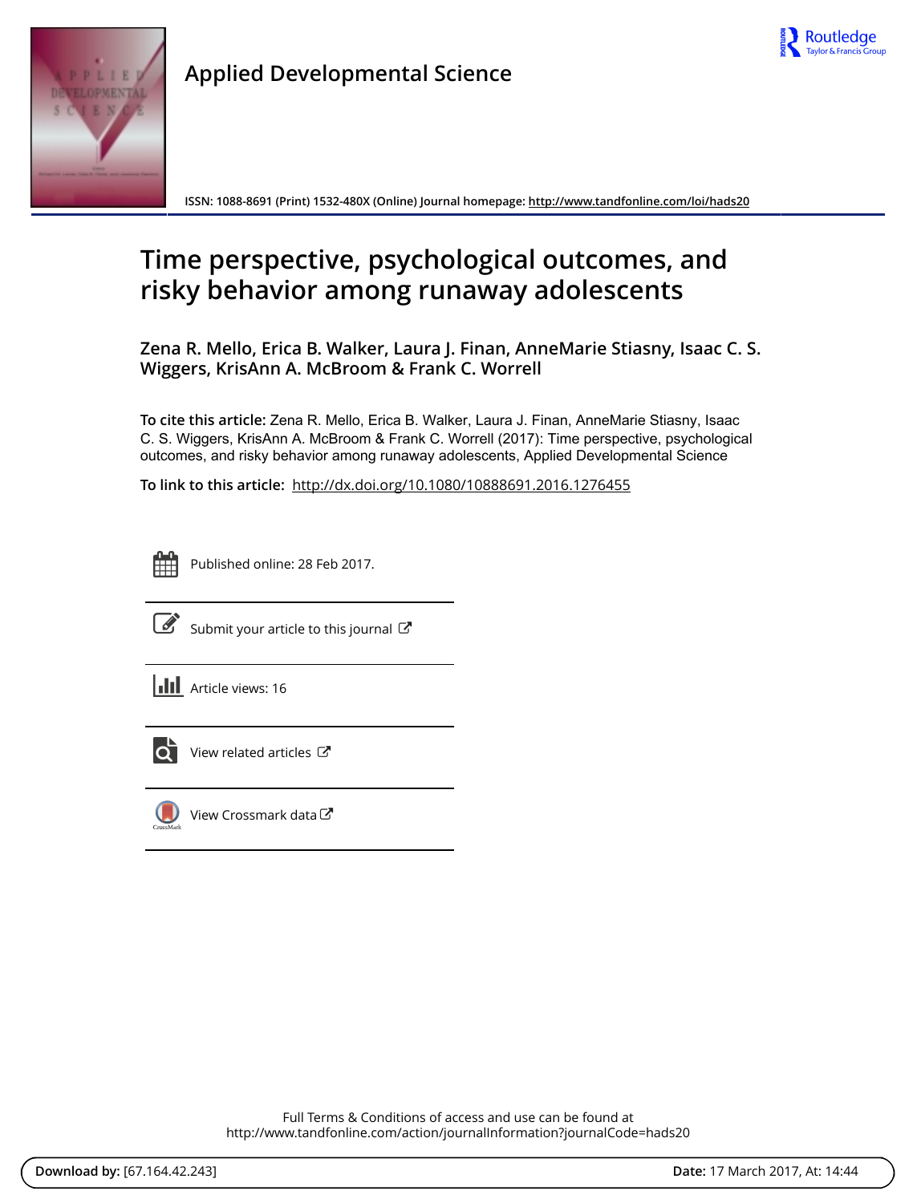Applied Developmental Science

ISSN: 1088-8691 (Print) 1532-480X (Online) Journal homepage: http://www.tandfonline.com/loi/hads20

# Time perspective, psychological outcomes, and risky behavior among runaway adolescents

**Zena R. Mello, Erica B. Walker, Laura J. Finan, AnneMarie Stiasny, Isaac C. S. Wiggers, KrisAnn A. McBroom & Frank C. Worrell**

**To cite this article:** Zena R. Mello, Erica B. Walker, Laura J. Finan, AnneMarie Stiasny, Isaac C. S. Wiggers, KrisAnn A. McBroom & Frank C. Worrell (2017): Time perspective, psychological outcomes, and risky behavior among runaway adolescents, Applied Developmental Science

**To link to this article:** http://dx.doi.org/10.1080/10888691.2016.1276455

Published online: 28 Feb 2017.

Submit your article to this journal

Article views: 16

View related articles

View Crossmark data

Full Terms & Conditions of access and use can be found at
http://www.tandfonline.com/action/journalInformation?journalCode=hads20

**Download by:** [67.164.42.243] **Date:** 17 March 2017, At: 14:44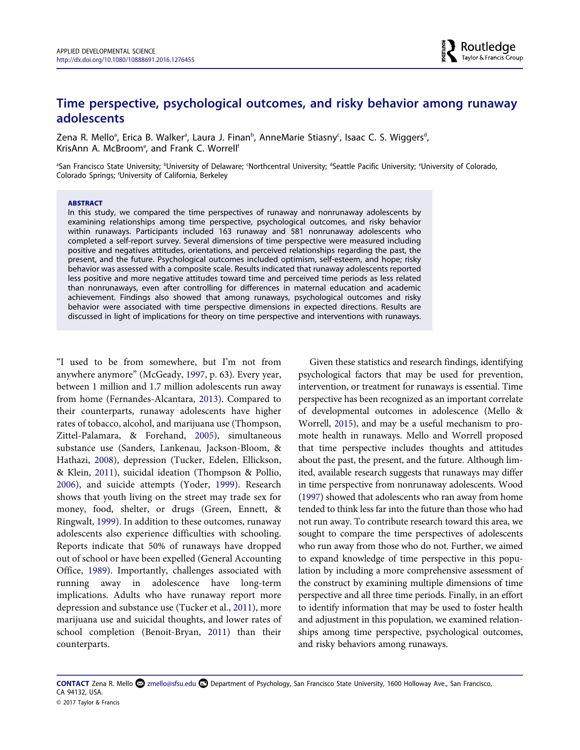# Time perspective, psychological outcomes, and risky behavior among runaway adolescents

Zena R. Mello[a], Erica B. Walker[a], Laura J. Finan[b], AnneMarie Stiasny[c], Isaac C. S. Wiggers[d], KrisAnn A. McBroom[e], and Frank C. Worrell[f]

[a]San Francisco State University; [b]University of Delaware; [c]Northcentral University; [d]Seattle Pacific University; [e]University of Colorado, Colorado Springs; [f]University of California, Berkeley

**ABSTRACT**

In this study, we compared the time perspectives of runaway and nonrunaway adolescents by examining relationships among time perspective, psychological outcomes, and risky behavior within runaways. Participants included 163 runaway and 581 nonrunaway adolescents who completed a self-report survey. Several dimensions of time perspective were measured including positive and negatives attitudes, orientations, and perceived relationships regarding the past, the present, and the future. Psychological outcomes included optimism, self-esteem, and hope; risky behavior was assessed with a composite scale. Results indicated that runaway adolescents reported less positive and more negative attitudes toward time and perceived time periods as less related than nonrunaways, even after controlling for differences in maternal education and academic achievement. Findings also showed that among runaways, psychological outcomes and risky behavior were associated with time perspective dimensions in expected directions. Results are discussed in light of implications for theory on time perspective and interventions with runaways.

"I used to be from somewhere, but I'm not from anywhere anymore" (McGeady, 1997, p. 63). Every year, between 1 million and 1.7 million adolescents run away from home (Fernandes-Alcantara, 2013). Compared to their counterparts, runaway adolescents have higher rates of tobacco, alcohol, and marijuana use (Thompson, Zittel-Palamara, & Forehand, 2005), simultaneous substance use (Sanders, Lankenau, Jackson-Bloom, & Hathazi, 2008), depression (Tucker, Edelen, Ellickson, & Klein, 2011), suicidal ideation (Thompson & Pollio, 2006), and suicide attempts (Yoder, 1999). Research shows that youth living on the street may trade sex for money, food, shelter, or drugs (Green, Ennett, & Ringwalt, 1999). In addition to these outcomes, runaway adolescents also experience difficulties with schooling. Reports indicate that 50% of runaways have dropped out of school or have been expelled (General Accounting Office, 1989). Importantly, challenges associated with running away in adolescence have long-term implications. Adults who have runaway report more depression and substance use (Tucker et al., 2011), more marijuana use and suicidal thoughts, and lower rates of school completion (Benoit-Bryan, 2011) than their counterparts.

Given these statistics and research findings, identifying psychological factors that may be used for prevention, intervention, or treatment for runaways is essential. Time perspective has been recognized as an important correlate of developmental outcomes in adolescence (Mello & Worrell, 2015), and may be a useful mechanism to promote health in runaways. Mello and Worrell proposed that time perspective includes thoughts and attitudes about the past, the present, and the future. Although limited, available research suggests that runaways may differ in time perspective from nonrunaway adolescents. Wood (1997) showed that adolescents who ran away from home tended to think less far into the future than those who had not run away. To contribute research toward this area, we sought to compare the time perspectives of adolescents who run away from those who do not. Further, we aimed to expand knowledge of time perspective in this population by including a more comprehensive assessment of the construct by examining multiple dimensions of time perspective and all three time periods. Finally, in an effort to identify information that may be used to foster health and adjustment in this population, we examined relationships among time perspective, psychological outcomes, and risky behaviors among runaways.

**CONTACT** Zena R. Mello zmello@sfsu.edu Department of Psychology, San Francisco State University, 1600 Holloway Ave., San Francisco, CA 94132, USA.

© 2017 Taylor & Francis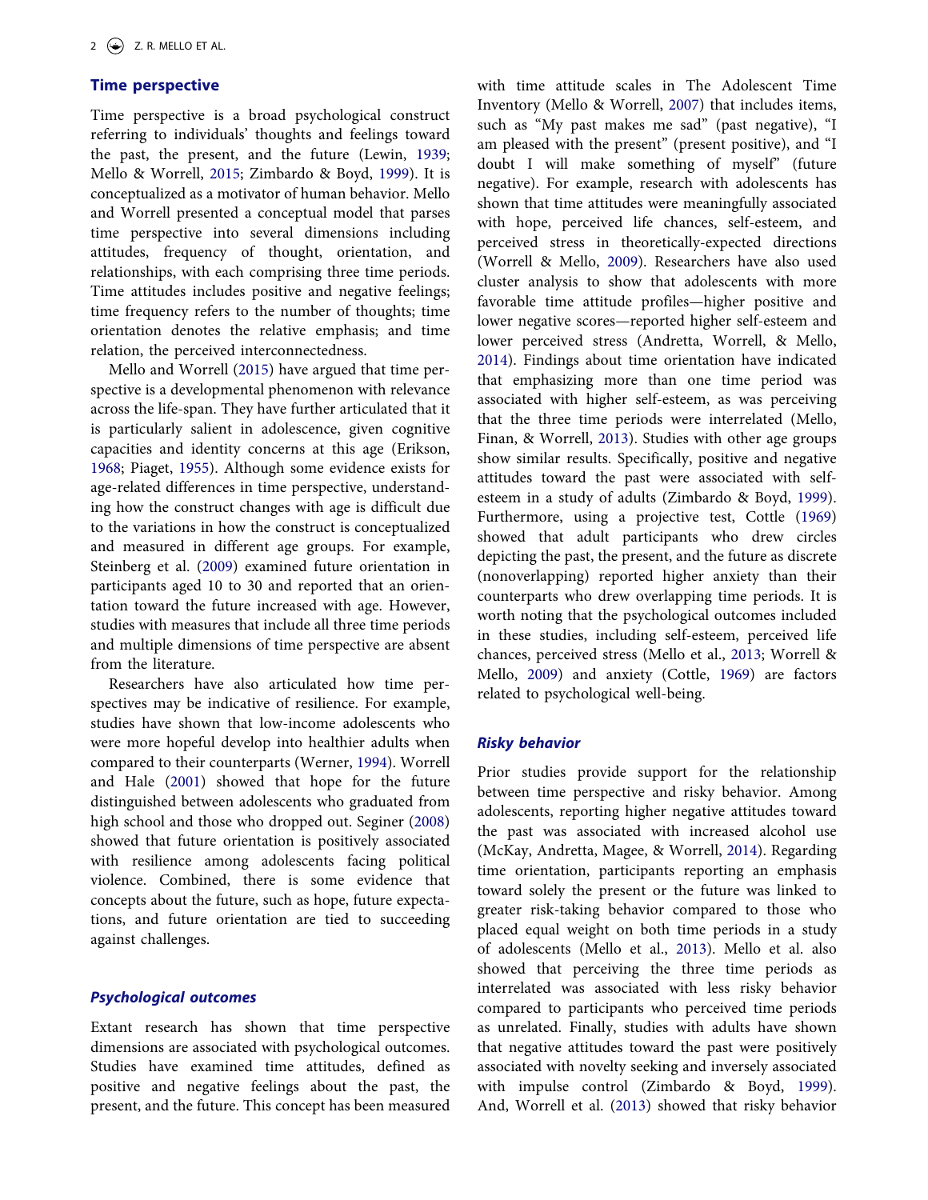## Time perspective

Time perspective is a broad psychological construct referring to individuals' thoughts and feelings toward the past, the present, and the future (Lewin, 1939; Mello & Worrell, 2015; Zimbardo & Boyd, 1999). It is conceptualized as a motivator of human behavior. Mello and Worrell presented a conceptual model that parses time perspective into several dimensions including attitudes, frequency of thought, orientation, and relationships, with each comprising three time periods. Time attitudes includes positive and negative feelings; time frequency refers to the number of thoughts; time orientation denotes the relative emphasis; and time relation, the perceived interconnectedness.

Mello and Worrell (2015) have argued that time perspective is a developmental phenomenon with relevance across the life-span. They have further articulated that it is particularly salient in adolescence, given cognitive capacities and identity concerns at this age (Erikson, 1968; Piaget, 1955). Although some evidence exists for age-related differences in time perspective, understanding how the construct changes with age is difficult due to the variations in how the construct is conceptualized and measured in different age groups. For example, Steinberg et al. (2009) examined future orientation in participants aged 10 to 30 and reported that an orientation toward the future increased with age. However, studies with measures that include all three time periods and multiple dimensions of time perspective are absent from the literature.

Researchers have also articulated how time perspectives may be indicative of resilience. For example, studies have shown that low-income adolescents who were more hopeful develop into healthier adults when compared to their counterparts (Werner, 1994). Worrell and Hale (2001) showed that hope for the future distinguished between adolescents who graduated from high school and those who dropped out. Seginer (2008) showed that future orientation is positively associated with resilience among adolescents facing political violence. Combined, there is some evidence that concepts about the future, such as hope, future expectations, and future orientation are tied to succeeding against challenges.

### Psychological outcomes

Extant research has shown that time perspective dimensions are associated with psychological outcomes. Studies have examined time attitudes, defined as positive and negative feelings about the past, the present, and the future. This concept has been measured with time attitude scales in The Adolescent Time Inventory (Mello & Worrell, 2007) that includes items, such as "My past makes me sad" (past negative), "I am pleased with the present" (present positive), and "I doubt I will make something of myself" (future negative). For example, research with adolescents has shown that time attitudes were meaningfully associated with hope, perceived life chances, self-esteem, and perceived stress in theoretically-expected directions (Worrell & Mello, 2009). Researchers have also used cluster analysis to show that adolescents with more favorable time attitude profiles—higher positive and lower negative scores—reported higher self-esteem and lower perceived stress (Andretta, Worrell, & Mello, 2014). Findings about time orientation have indicated that emphasizing more than one time period was associated with higher self-esteem, as was perceiving that the three time periods were interrelated (Mello, Finan, & Worrell, 2013). Studies with other age groups show similar results. Specifically, positive and negative attitudes toward the past were associated with self-esteem in a study of adults (Zimbardo & Boyd, 1999). Furthermore, using a projective test, Cottle (1969) showed that adult participants who drew circles depicting the past, the present, and the future as discrete (nonoverlapping) reported higher anxiety than their counterparts who drew overlapping time periods. It is worth noting that the psychological outcomes included in these studies, including self-esteem, perceived life chances, perceived stress (Mello et al., 2013; Worrell & Mello, 2009) and anxiety (Cottle, 1969) are factors related to psychological well-being.

### Risky behavior

Prior studies provide support for the relationship between time perspective and risky behavior. Among adolescents, reporting higher negative attitudes toward the past was associated with increased alcohol use (McKay, Andretta, Magee, & Worrell, 2014). Regarding time orientation, participants reporting an emphasis toward solely the present or the future was linked to greater risk-taking behavior compared to those who placed equal weight on both time periods in a study of adolescents (Mello et al., 2013). Mello et al. also showed that perceiving the three time periods as interrelated was associated with less risky behavior compared to participants who perceived time periods as unrelated. Finally, studies with adults have shown that negative attitudes toward the past were positively associated with novelty seeking and inversely associated with impulse control (Zimbardo & Boyd, 1999). And, Worrell et al. (2013) showed that risky behavior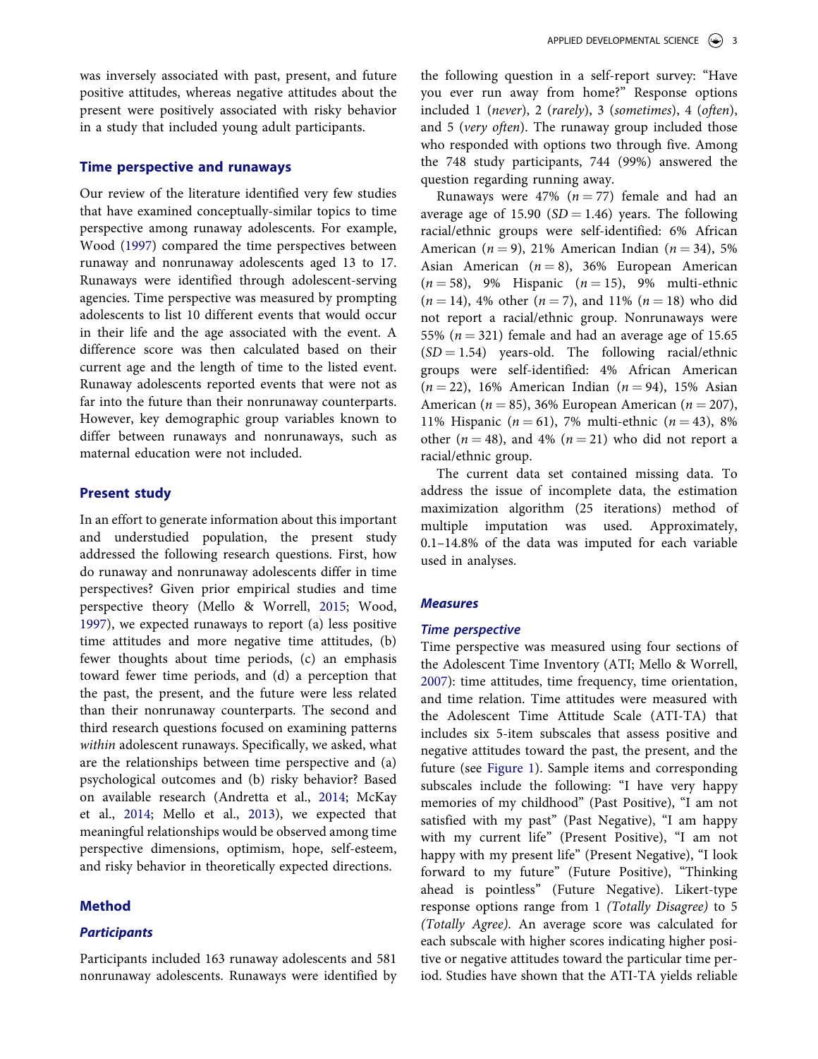was inversely associated with past, present, and future positive attitudes, whereas negative attitudes about the present were positively associated with risky behavior in a study that included young adult participants.

## Time perspective and runaways

Our review of the literature identified very few studies that have examined conceptually-similar topics to time perspective among runaway adolescents. For example, Wood (1997) compared the time perspectives between runaway and nonrunaway adolescents aged 13 to 17. Runaways were identified through adolescent-serving agencies. Time perspective was measured by prompting adolescents to list 10 different events that would occur in their life and the age associated with the event. A difference score was then calculated based on their current age and the length of time to the listed event. Runaway adolescents reported events that were not as far into the future than their nonrunaway counterparts. However, key demographic group variables known to differ between runaways and nonrunaways, such as maternal education were not included.

## Present study

In an effort to generate information about this important and understudied population, the present study addressed the following research questions. First, how do runaway and nonrunaway adolescents differ in time perspectives? Given prior empirical studies and time perspective theory (Mello & Worrell, 2015; Wood, 1997), we expected runaways to report (a) less positive time attitudes and more negative time attitudes, (b) fewer thoughts about time periods, (c) an emphasis toward fewer time periods, and (d) a perception that the past, the present, and the future were less related than their nonrunaway counterparts. The second and third research questions focused on examining patterns *within* adolescent runaways. Specifically, we asked, what are the relationships between time perspective and (a) psychological outcomes and (b) risky behavior? Based on available research (Andretta et al., 2014; McKay et al., 2014; Mello et al., 2013), we expected that meaningful relationships would be observed among time perspective dimensions, optimism, hope, self-esteem, and risky behavior in theoretically expected directions.

## Method

### *Participants*

Participants included 163 runaway adolescents and 581 nonrunaway adolescents. Runaways were identified by the following question in a self-report survey: "Have you ever run away from home?" Response options included 1 (*never*), 2 (*rarely*), 3 (*sometimes*), 4 (*often*), and 5 (*very often*). The runaway group included those who responded with options two through five. Among the 748 study participants, 744 (99%) answered the question regarding running away.

Runaways were 47% ($n = 77$) female and had an average age of 15.90 ($SD = 1.46$) years. The following racial/ethnic groups were self-identified: 6% African American ($n = 9$), 21% American Indian ($n = 34$), 5% Asian American ($n = 8$), 36% European American ($n = 58$), 9% Hispanic ($n = 15$), 9% multi-ethnic ($n = 14$), 4% other ($n = 7$), and 11% ($n = 18$) who did not report a racial/ethnic group. Nonrunaways were 55% ($n = 321$) female and had an average age of 15.65 ($SD = 1.54$) years-old. The following racial/ethnic groups were self-identified: 4% African American ($n = 22$), 16% American Indian ($n = 94$), 15% Asian American ($n = 85$), 36% European American ($n = 207$), 11% Hispanic ($n = 61$), 7% multi-ethnic ($n = 43$), 8% other ($n = 48$), and 4% ($n = 21$) who did not report a racial/ethnic group.

The current data set contained missing data. To address the issue of incomplete data, the estimation maximization algorithm (25 iterations) method of multiple imputation was used. Approximately, 0.1–14.8% of the data was imputed for each variable used in analyses.

### *Measures*

### *Time perspective*

Time perspective was measured using four sections of the Adolescent Time Inventory (ATI; Mello & Worrell, 2007): time attitudes, time frequency, time orientation, and time relation. Time attitudes were measured with the Adolescent Time Attitude Scale (ATI-TA) that includes six 5-item subscales that assess positive and negative attitudes toward the past, the present, and the future (see Figure 1). Sample items and corresponding subscales include the following: "I have very happy memories of my childhood" (Past Positive), "I am not satisfied with my past" (Past Negative), "I am happy with my current life" (Present Positive), "I am not happy with my present life" (Present Negative), "I look forward to my future" (Future Positive), "Thinking ahead is pointless" (Future Negative). Likert-type response options range from 1 *(Totally Disagree)* to 5 *(Totally Agree)*. An average score was calculated for each subscale with higher scores indicating higher positive or negative attitudes toward the particular time period. Studies have shown that the ATI-TA yields reliable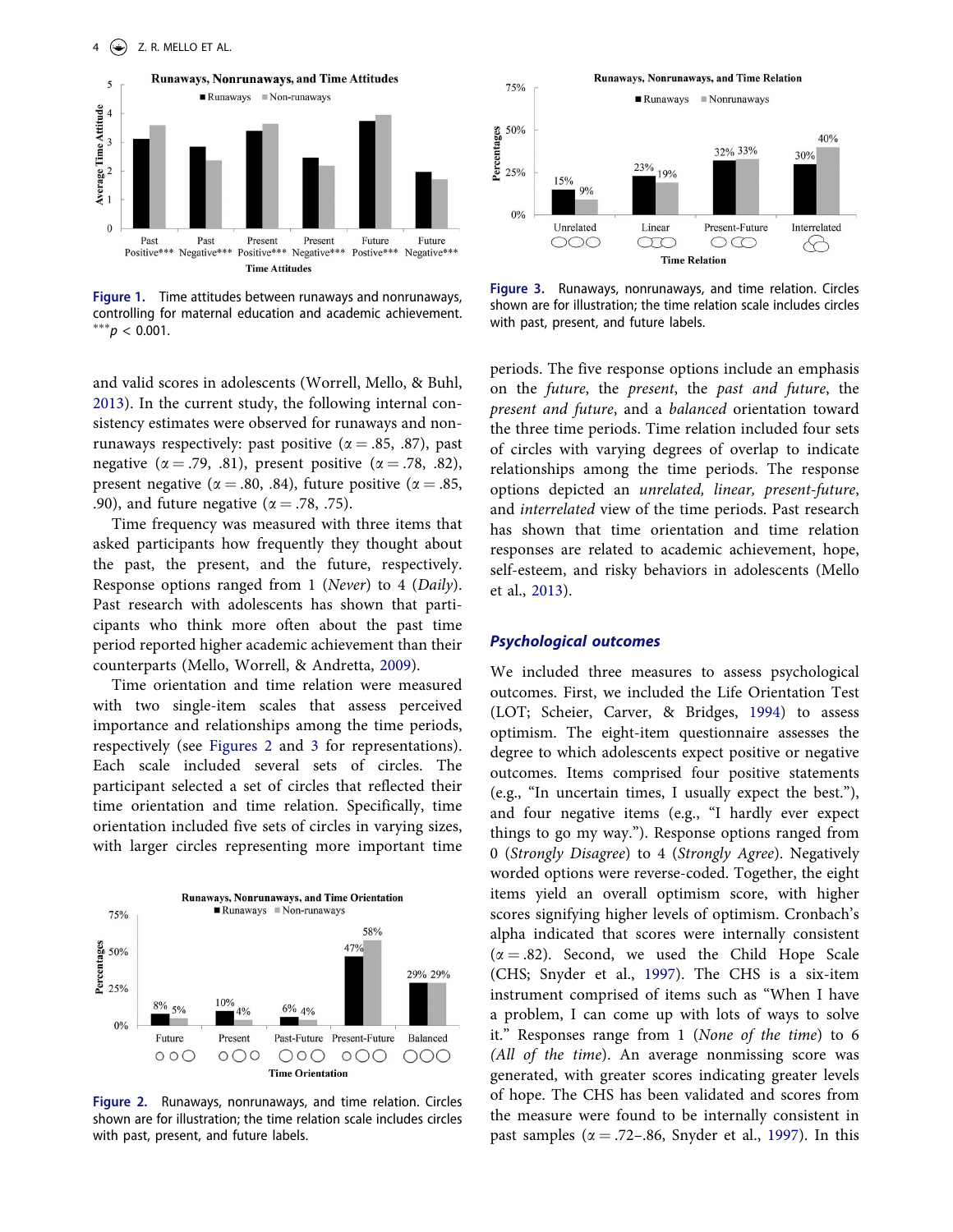Figure 1. Time attitudes between runaways and nonrunaways, controlling for maternal education and academic achievement. $^{***}p < 0.001$.

Figure 3. Runaways, nonrunaways, and time relation. Circles shown are for illustration; the time relation scale includes circles with past, present, and future labels.

and valid scores in adolescents (Worrell, Mello, & Buhl, 2013). In the current study, the following internal consistency estimates were observed for runaways and nonrunaways respectively: past positive ($\alpha = .85, .87$), past negative ($\alpha = .79, .81$), present positive ($\alpha = .78, .82$), present negative ($\alpha = .80, .84$), future positive ($\alpha = .85, .90$), and future negative ($\alpha = .78, .75$).

Time frequency was measured with three items that asked participants how frequently they thought about the past, the present, and the future, respectively. Response options ranged from 1 (*Never*) to 4 (*Daily*). Past research with adolescents has shown that participants who think more often about the past time period reported higher academic achievement than their counterparts (Mello, Worrell, & Andretta, 2009).

Time orientation and time relation were measured with two single-item scales that assess perceived importance and relationships among the time periods, respectively (see Figures 2 and 3 for representations). Each scale included several sets of circles. The participant selected a set of circles that reflected their time orientation and time relation. Specifically, time orientation included five sets of circles in varying sizes, with larger circles representing more important time periods. The five response options include an emphasis on the *future*, the *present*, the *past and future*, the *present and future*, and a *balanced* orientation toward the three time periods. Time relation included four sets of circles with varying degrees of overlap to indicate relationships among the time periods. The response options depicted an *unrelated, linear, present-future*, and *interrelated* view of the time periods. Past research has shown that time orientation and time relation responses are related to academic achievement, hope, self-esteem, and risky behaviors in adolescents (Mello et al., 2013).

Figure 2. Runaways, nonrunaways, and time relation. Circles shown are for illustration; the time relation scale includes circles with past, present, and future labels.

### Psychological outcomes

We included three measures to assess psychological outcomes. First, we included the Life Orientation Test (LOT; Scheier, Carver, & Bridges, 1994) to assess optimism. The eight-item questionnaire assesses the degree to which adolescents expect positive or negative outcomes. Items comprised four positive statements (e.g., "In uncertain times, I usually expect the best."), and four negative items (e.g., "I hardly ever expect things to go my way."). Response options ranged from 0 (*Strongly Disagree*) to 4 (*Strongly Agree*). Negatively worded options were reverse-coded. Together, the eight items yield an overall optimism score, with higher scores signifying higher levels of optimism. Cronbach's alpha indicated that scores were internally consistent ($\alpha = .82$). Second, we used the Child Hope Scale (CHS; Snyder et al., 1997). The CHS is a six-item instrument comprised of items such as "When I have a problem, I can come up with lots of ways to solve it." Responses range from 1 (*None of the time*) to 6 (*All of the time*). An average nonmissing score was generated, with greater scores indicating greater levels of hope. The CHS has been validated and scores from the measure were found to be internally consistent in past samples ($\alpha = .72$–$.86$, Snyder et al., 1997). In this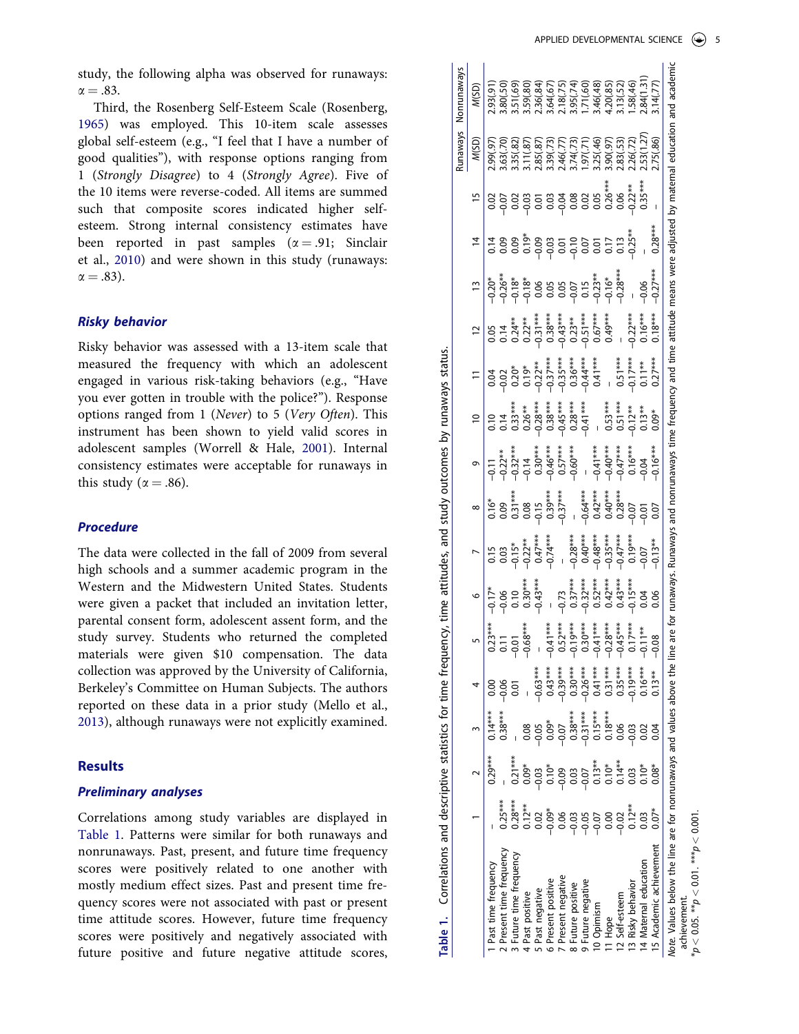study, the following alpha was observed for runaways: $\alpha = .83$.

Third, the Rosenberg Self-Esteem Scale (Rosenberg, 1965) was employed. This 10-item scale assesses global self-esteem (e.g., "I feel that I have a number of good qualities"), with response options ranging from 1 (*Strongly Disagree*) to 4 (*Strongly Agree*). Five of the 10 items were reverse-coded. All items are summed such that composite scores indicated higher self-esteem. Strong internal consistency estimates have been reported in past samples ($\alpha = .91$; Sinclair et al., 2010) and were shown in this study (runaways: $\alpha = .83$).

### *Risky behavior*

Risky behavior was assessed with a 13-item scale that measured the frequency with which an adolescent engaged in various risk-taking behaviors (e.g., "Have you ever gotten in trouble with the police?"). Response options ranged from 1 (*Never*) to 5 (*Very Often*). This instrument has been shown to yield valid scores in adolescent samples (Worrell & Hale, 2001). Internal consistency estimates were acceptable for runaways in this study ($\alpha = .86$).

### *Procedure*

The data were collected in the fall of 2009 from several high schools and a summer academic program in the Western and the Midwestern United States. Students were given a packet that included an invitation letter, parental consent form, adolescent assent form, and the study survey. Students who returned the completed materials were given $10 compensation. The data collection was approved by the University of California, Berkeley's Committee on Human Subjects. The authors reported on these data in a prior study (Mello et al., 2013), although runaways were not explicitly examined.

## Results

### *Preliminary analyses*

Correlations among study variables are displayed in Table 1. Patterns were similar for both runaways and nonrunaways. Past, present, and future time frequency scores were positively related to one another with mostly medium effect sizes. Past and present time frequency scores were not associated with past or present time attitude scores. However, future time frequency scores were positively and negatively associated with future positive and future negative attitude scores,

**Table 1.** Correlations and descriptive statistics for time frequency, time attitudes, and study outcomes by runaways status.

| | 1 | 2 | 3 | 4 | 5 | 6 | 7 | 8 | 9 | 10 | 11 | 12 | 13 | 14 | 15 | Runaways | Nonrunaways |
|---|---|---|---|---|---|---|---|---|---|---|---|---|---|---|---|---|---|
| | | | | | | | | | | | | | | | | M(SD) | M(SD) |
| 1 Past time frequency | – | 0.29*** | 0.14*** | 0.00 | 0.23*** | −0.17* | 0.15 | 0.16* | −0.11 | 0.10 | 0.04 | 0.05 | −0.20* | 0.14 | 0.02 | 2.99(.97) | 2.93(.91) |
| 2 Present time frequency | 0.25*** | – | 0.38*** | −0.06 | 0.11 | −0.06 | 0.03 | 0.09 | −0.22** | 0.14 | −0.02 | 0.14 | −0.26** | 0.09 | −0.07 | 3.63(.70) | 3.80(.50) |
| 3 Future time frequency | 0.28*** | 0.21*** | – | 0.01 | −0.01 | 0.10 | −0.15* | 0.31*** | −0.32*** | 0.33*** | 0.20* | 0.24** | −0.18* | 0.09 | 0.02 | 3.35(.82) | 3.51(.69) |
| 4 Past positive | 0.12** | 0.09* | 0.08 | – | −0.68*** | 0.30*** | −0.22** | 0.08 | −0.14 | 0.26** | 0.19* | 0.22** | −0.18* | 0.19* | −0.03 | 3.11(.87) | 3.59(.80) |
| 5 Past negative | 0.02 | −0.03 | −0.05 | −0.63*** | – | −0.43*** | 0.47*** | −0.15 | 0.30*** | −0.28*** | −0.22** | −0.31*** | 0.06 | −0.09 | 0.01 | 2.85(.87) | 2.36(.84) |
| 6 Present positive | −0.09* | 0.10* | 0.09* | 0.43*** | −0.41*** | – | −0.74*** | 0.39*** | −0.46*** | 0.38*** | −0.37*** | 0.38*** | 0.05 | −0.03 | 0.03 | 3.39(.73) | 3.64(.67) |
| 7 Present negative | 0.06 | −0.09 | −0.07 | −0.39*** | 0.52*** | −0.73 | – | −0.37*** | 0.57*** | −0.45*** | −0.35*** | −0.43*** | 0.05 | 0.01 | −0.04 | 2.46(.77) | 2.18(.75) |
| 8 Future positive | −0.03 | 0.03 | 0.38*** | 0.30*** | −0.19*** | 0.37*** | −0.28*** | – | −0.60*** | 0.28*** | 0.36*** | 0.23** | −0.07 | −0.10 | 0.08 | 3.74(.73) | 3.95(.74) |
| 9 Future negative | −0.05 | −0.07 | −0.31*** | −0.26*** | 0.30*** | −0.32*** | 0.40*** | −0.64*** | – | −0.41*** | −0.44*** | −0.51*** | 0.15 | 0.07 | 0.02 | 1.97(.71) | 1.71(.60) |
| 10 Optimism | −0.07 | 0.13** | 0.15*** | 0.41*** | −0.41*** | 0.52*** | −0.48*** | 0.42*** | −0.41*** | – | 0.41*** | 0.67*** | −0.23** | 0.01 | 0.05 | 3.25(.46) | 3.46(.48) |
| 11 Hope | 0.00 | 0.10* | 0.18*** | 0.31*** | −0.28*** | 0.42*** | −0.35*** | 0.40*** | −0.40*** | 0.53*** | – | 0.49*** | −0.16* | 0.17 | 0.26*** | 3.90(.97) | 4.20(.85) |
| 12 Self-esteem | −0.02 | 0.14** | 0.06 | 0.35*** | −0.45*** | 0.43*** | −0.47*** | 0.28*** | −0.47*** | 0.51*** | 0.51*** | – | −0.28*** | 0.13 | 0.06 | 2.83(.53) | 3.13(.52) |
| 13 Risky behavior | 0.12** | 0.03 | −0.03 | −0.19*** | 0.17*** | −0.15*** | 0.19*** | −0.07 | 0.16*** | −0.12** | −0.17*** | −0.22*** | – | −0.25** | −0.22** | 2.26(.72) | 1.58(.46) |
| 14 Maternal education | 0.03 | 0.10* | 0.02 | 0.16*** | −0.11** | 0.04 | −0.07 | −0.01 | −0.04 | 0.13** | 0.11** | 0.16*** | −0.06 | – | 0.35*** | 2.53(1.27) | 2.84(1.31) |
| 15 Academic achievement | 0.07* | 0.08* | 0.04 | 0.13** | −0.08 | 0.06 | −0.13** | 0.07 | −0.16*** | 0.09* | 0.27*** | 0.18*** | −0.27*** | 0.28*** | – | 2.75(.86) | 3.14(.77) |

*Note.* Values below the line are for nonrunaways and values above the line are for runaways. Runaways and nonrunaways time frequency and time attitude means were adjusted by maternal education and academic achievement.
*$p < 0.05$. **$p < 0.01$. ***$p < 0.001$.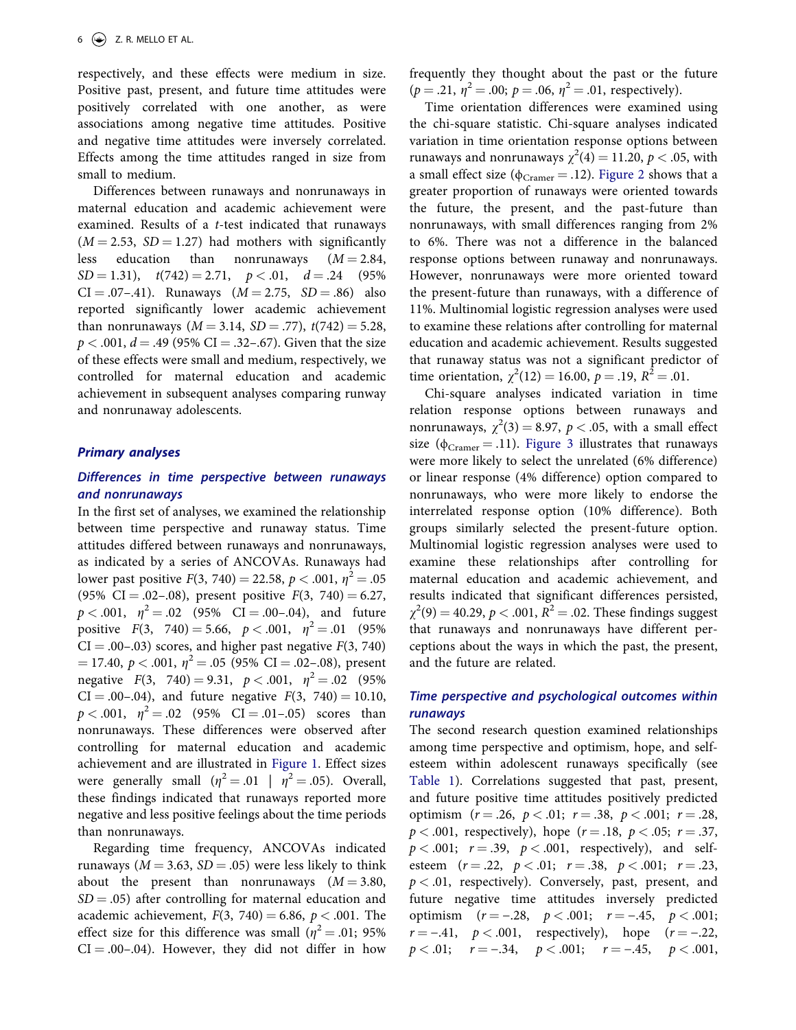respectively, and these effects were medium in size. Positive past, present, and future time attitudes were positively correlated with one another, as were associations among negative time attitudes. Positive and negative time attitudes were inversely correlated. Effects among the time attitudes ranged in size from small to medium.

Differences between runaways and nonrunaways in maternal education and academic achievement were examined. Results of a *t*-test indicated that runaways ($M = 2.53$, $SD = 1.27$) had mothers with significantly less education than nonrunaways ($M = 2.84$, $SD = 1.31$), $t(742) = 2.71$, $p < .01$, $d = .24$ (95% CI = .07–.41). Runaways ($M = 2.75$, $SD = .86$) also reported significantly lower academic achievement than nonrunaways ($M = 3.14$, $SD = .77$), $t(742) = 5.28$, $p < .001$, $d = .49$ (95% CI = .32–.67). Given that the size of these effects were small and medium, respectively, we controlled for maternal education and academic achievement in subsequent analyses comparing runway and nonrunaway adolescents.

## *Primary analyses*

### *Differences in time perspective between runaways and nonrunaways*

In the first set of analyses, we examined the relationship between time perspective and runaway status. Time attitudes differed between runaways and nonrunaways, as indicated by a series of ANCOVAs. Runaways had lower past positive $F(3, 740) = 22.58$, $p < .001$, $\eta^2 = .05$ (95% CI = .02–.08), present positive $F(3, 740) = 6.27$, $p < .001$, $\eta^2 = .02$ (95% CI = .00–.04), and future positive $F(3, 740) = 5.66$, $p < .001$, $\eta^2 = .01$ (95% CI = .00–.03) scores, and higher past negative $F(3, 740) = 17.40$, $p < .001$, $\eta^2 = .05$ (95% CI = .02–.08), present negative $F(3, 740) = 9.31$, $p < .001$, $\eta^2 = .02$ (95% CI = .00–.04), and future negative $F(3, 740) = 10.10$, $p < .001$, $\eta^2 = .02$ (95% CI = .01–.05) scores than nonrunaways. These differences were observed after controlling for maternal education and academic achievement and are illustrated in Figure 1. Effect sizes were generally small ($\eta^2 = .01$ | $\eta^2 = .05$). Overall, these findings indicated that runaways reported more negative and less positive feelings about the time periods than nonrunaways.

Regarding time frequency, ANCOVAs indicated runaways ($M = 3.63$, $SD = .05$) were less likely to think about the present than nonrunaways ($M = 3.80$, $SD = .05$) after controlling for maternal education and academic achievement, $F(3, 740) = 6.86$, $p < .001$. The effect size for this difference was small ($\eta^2 = .01$; 95% CI = .00–.04). However, they did not differ in how frequently they thought about the past or the future ($p = .21$, $\eta^2 = .00$; $p = .06$, $\eta^2 = .01$, respectively).

Time orientation differences were examined using the chi-square statistic. Chi-square analyses indicated variation in time orientation response options between runaways and nonrunaways $\chi^2(4) = 11.20$, $p < .05$, with a small effect size ($\phi_{\text{Cramer}} = .12$). Figure 2 shows that a greater proportion of runaways were oriented towards the future, the present, and the past-future than nonrunaways, with small differences ranging from 2% to 6%. There was not a difference in the balanced response options between runaway and nonrunaways. However, nonrunaways were more oriented toward the present-future than runaways, with a difference of 11%. Multinomial logistic regression analyses were used to examine these relations after controlling for maternal education and academic achievement. Results suggested that runaway status was not a significant predictor of time orientation, $\chi^2(12) = 16.00$, $p = .19$, $R^2 = .01$.

Chi-square analyses indicated variation in time relation response options between runaways and nonrunaways, $\chi^2(3) = 8.97$, $p < .05$, with a small effect size ($\phi_{\text{Cramer}} = .11$). Figure 3 illustrates that runaways were more likely to select the unrelated (6% difference) or linear response (4% difference) option compared to nonrunaways, who were more likely to endorse the interrelated response option (10% difference). Both groups similarly selected the present-future option. Multinomial logistic regression analyses were used to examine these relationships after controlling for maternal education and academic achievement, and results indicated that significant differences persisted, $\chi^2(9) = 40.29$, $p < .001$, $R^2 = .02$. These findings suggest that runaways and nonrunaways have different perceptions about the ways in which the past, the present, and the future are related.

### *Time perspective and psychological outcomes within runaways*

The second research question examined relationships among time perspective and optimism, hope, and self-esteem within adolescent runaways specifically (see Table 1). Correlations suggested that past, present, and future positive time attitudes positively predicted optimism ($r = .26$, $p < .01$; $r = .38$, $p < .001$; $r = .28$, $p < .001$, respectively), hope ($r = .18$, $p < .05$; $r = .37$, $p < .001$; $r = .39$, $p < .001$, respectively), and self-esteem ($r = .22$, $p < .01$; $r = .38$, $p < .001$; $r = .23$, $p < .01$, respectively). Conversely, past, present, and future negative time attitudes inversely predicted optimism ($r = -.28$, $p < .001$; $r = -.45$, $p < .001$; $r = -.41$, $p < .001$, respectively), hope ($r = -.22$, $p < .01$; $r = -.34$, $p < .001$; $r = -.45$, $p < .001$,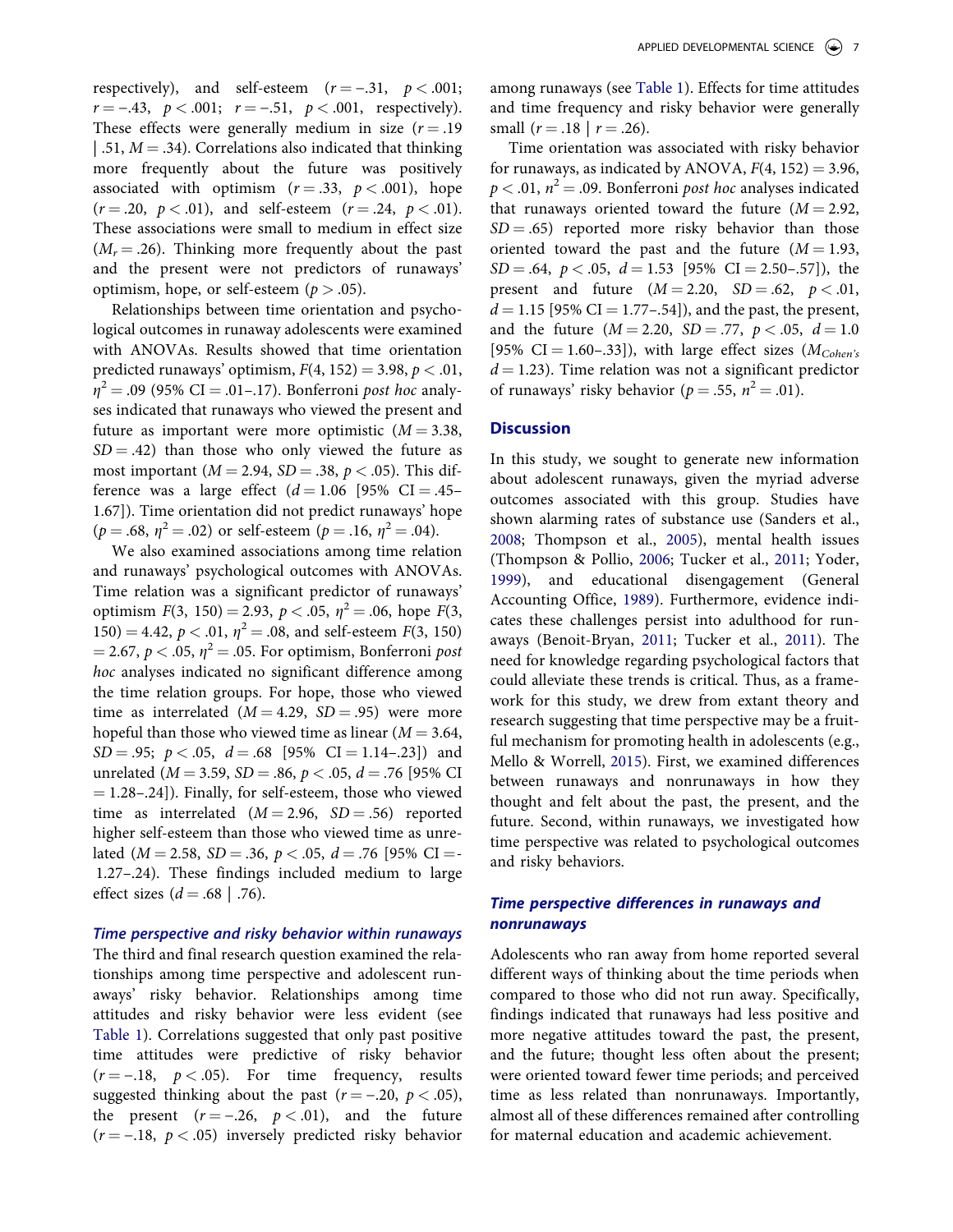respectively), and self-esteem ($r = -.31$, $p < .001$; $r = -.43$, $p < .001$; $r = -.51$, $p < .001$, respectively). These effects were generally medium in size ($r = .19$ | .51, $M = .34$). Correlations also indicated that thinking more frequently about the future was positively associated with optimism ($r = .33$, $p < .001$), hope ($r = .20$, $p < .01$), and self-esteem ($r = .24$, $p < .01$). These associations were small to medium in effect size ($M_r = .26$). Thinking more frequently about the past and the present were not predictors of runaways' optimism, hope, or self-esteem ($p > .05$).

Relationships between time orientation and psychological outcomes in runaway adolescents were examined with ANOVAs. Results showed that time orientation predicted runaways' optimism, $F(4, 152) = 3.98$, $p < .01$, $\eta^2 = .09$ (95% CI = .01–.17). Bonferroni *post hoc* analyses indicated that runaways who viewed the present and future as important were more optimistic ($M = 3.38$, $SD = .42$) than those who only viewed the future as most important ($M = 2.94$, $SD = .38$, $p < .05$). This difference was a large effect ($d = 1.06$ [95% CI = .45–1.67]). Time orientation did not predict runaways' hope ($p = .68$, $\eta^2 = .02$) or self-esteem ($p = .16$, $\eta^2 = .04$).

We also examined associations among time relation and runaways' psychological outcomes with ANOVAs. Time relation was a significant predictor of runaways' optimism $F(3, 150) = 2.93$, $p < .05$, $\eta^2 = .06$, hope $F(3, 150) = 4.42$, $p < .01$, $\eta^2 = .08$, and self-esteem $F(3, 150) = 2.67$, $p < .05$, $\eta^2 = .05$. For optimism, Bonferroni *post hoc* analyses indicated no significant difference among the time relation groups. For hope, those who viewed time as interrelated ($M = 4.29$, $SD = .95$) were more hopeful than those who viewed time as linear ($M = 3.64$, $SD = .95$; $p < .05$, $d = .68$ [95% CI = 1.14–.23]) and unrelated ($M = 3.59$, $SD = .86$, $p < .05$, $d = .76$ [95% CI = 1.28–.24]). Finally, for self-esteem, those who viewed time as interrelated ($M = 2.96$, $SD = .56$) reported higher self-esteem than those who viewed time as unrelated ($M = 2.58$, $SD = .36$, $p < .05$, $d = .76$ [95% CI =- 1.27–.24). These findings included medium to large effect sizes ($d = .68$ | .76).

### *Time perspective and risky behavior within runaways*

The third and final research question examined the relationships among time perspective and adolescent runaways' risky behavior. Relationships among time attitudes and risky behavior were less evident (see Table 1). Correlations suggested that only past positive time attitudes were predictive of risky behavior ($r = -.18$, $p < .05$). For time frequency, results suggested thinking about the past ($r = -.20$, $p < .05$), the present ($r = -.26$, $p < .01$), and the future ($r = -.18$, $p < .05$) inversely predicted risky behavior among runaways (see Table 1). Effects for time attitudes and time frequency and risky behavior were generally small ($r = .18$ | $r = .26$).

Time orientation was associated with risky behavior for runaways, as indicated by ANOVA, $F(4, 152) = 3.96$, $p < .01$, $n^2 = .09$. Bonferroni *post hoc* analyses indicated that runaways oriented toward the future ($M = 2.92$, $SD = .65$) reported more risky behavior than those oriented toward the past and the future ($M = 1.93$, $SD = .64$, $p < .05$, $d = 1.53$ [95% CI = 2.50–.57]), the present and future ($M = 2.20$, $SD = .62$, $p < .01$, $d = 1.15$ [95% CI = 1.77–.54]), and the past, the present, and the future ($M = 2.20$, $SD = .77$, $p < .05$, $d = 1.0$ [95% CI = 1.60–.33]), with large effect sizes ($M_{Cohen's}$ $d = 1.23$). Time relation was not a significant predictor of runaways' risky behavior ($p = .55$, $n^2 = .01$).

## Discussion

In this study, we sought to generate new information about adolescent runaways, given the myriad adverse outcomes associated with this group. Studies have shown alarming rates of substance use (Sanders et al., 2008; Thompson et al., 2005), mental health issues (Thompson & Pollio, 2006; Tucker et al., 2011; Yoder, 1999), and educational disengagement (General Accounting Office, 1989). Furthermore, evidence indicates these challenges persist into adulthood for runaways (Benoit-Bryan, 2011; Tucker et al., 2011). The need for knowledge regarding psychological factors that could alleviate these trends is critical. Thus, as a framework for this study, we drew from extant theory and research suggesting that time perspective may be a fruitful mechanism for promoting health in adolescents (e.g., Mello & Worrell, 2015). First, we examined differences between runaways and nonrunaways in how they thought and felt about the past, the present, and the future. Second, within runaways, we investigated how time perspective was related to psychological outcomes and risky behaviors.

### *Time perspective differences in runaways and nonrunaways*

Adolescents who ran away from home reported several different ways of thinking about the time periods when compared to those who did not run away. Specifically, findings indicated that runaways had less positive and more negative attitudes toward the past, the present, and the future; thought less often about the present; were oriented toward fewer time periods; and perceived time as less related than nonrunaways. Importantly, almost all of these differences remained after controlling for maternal education and academic achievement.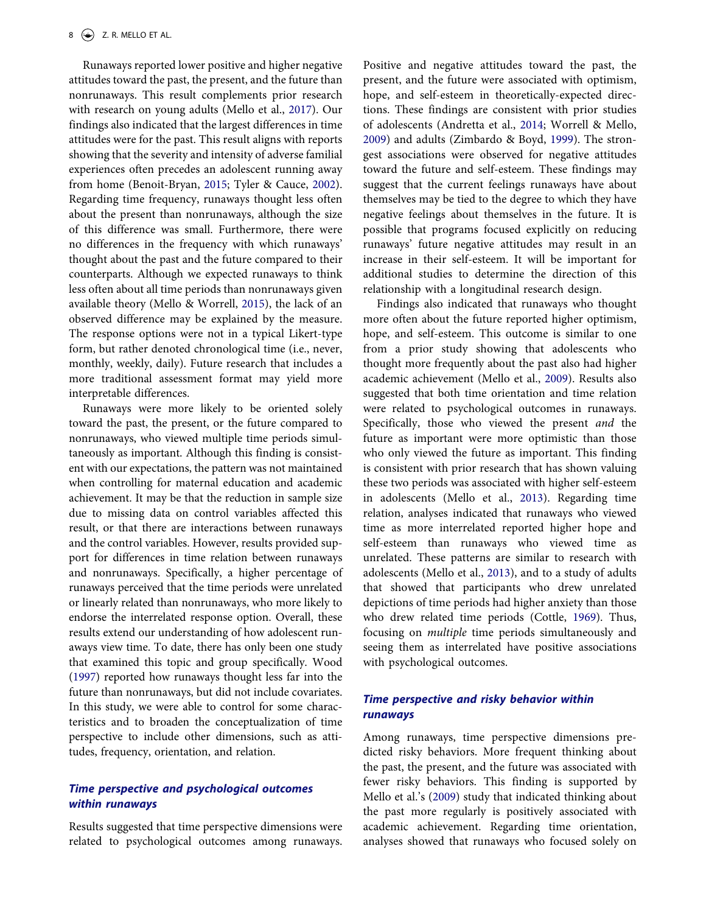Runaways reported lower positive and higher negative attitudes toward the past, the present, and the future than nonrunaways. This result complements prior research with research on young adults (Mello et al., 2017). Our findings also indicated that the largest differences in time attitudes were for the past. This result aligns with reports showing that the severity and intensity of adverse familial experiences often precedes an adolescent running away from home (Benoit-Bryan, 2015; Tyler & Cauce, 2002). Regarding time frequency, runaways thought less often about the present than nonrunaways, although the size of this difference was small. Furthermore, there were no differences in the frequency with which runaways' thought about the past and the future compared to their counterparts. Although we expected runaways to think less often about all time periods than nonrunaways given available theory (Mello & Worrell, 2015), the lack of an observed difference may be explained by the measure. The response options were not in a typical Likert-type form, but rather denoted chronological time (i.e., never, monthly, weekly, daily). Future research that includes a more traditional assessment format may yield more interpretable differences.

Runaways were more likely to be oriented solely toward the past, the present, or the future compared to nonrunaways, who viewed multiple time periods simultaneously as important. Although this finding is consistent with our expectations, the pattern was not maintained when controlling for maternal education and academic achievement. It may be that the reduction in sample size due to missing data on control variables affected this result, or that there are interactions between runaways and the control variables. However, results provided support for differences in time relation between runaways and nonrunaways. Specifically, a higher percentage of runaways perceived that the time periods were unrelated or linearly related than nonrunaways, who more likely to endorse the interrelated response option. Overall, these results extend our understanding of how adolescent runaways view time. To date, there has only been one study that examined this topic and group specifically. Wood (1997) reported how runaways thought less far into the future than nonrunaways, but did not include covariates. In this study, we were able to control for some characteristics and to broaden the conceptualization of time perspective to include other dimensions, such as attitudes, frequency, orientation, and relation.

### *Time perspective and psychological outcomes within runaways*

Results suggested that time perspective dimensions were related to psychological outcomes among runaways. Positive and negative attitudes toward the past, the present, and the future were associated with optimism, hope, and self-esteem in theoretically-expected directions. These findings are consistent with prior studies of adolescents (Andretta et al., 2014; Worrell & Mello, 2009) and adults (Zimbardo & Boyd, 1999). The strongest associations were observed for negative attitudes toward the future and self-esteem. These findings may suggest that the current feelings runaways have about themselves may be tied to the degree to which they have negative feelings about themselves in the future. It is possible that programs focused explicitly on reducing runaways' future negative attitudes may result in an increase in their self-esteem. It will be important for additional studies to determine the direction of this relationship with a longitudinal research design.

Findings also indicated that runaways who thought more often about the future reported higher optimism, hope, and self-esteem. This outcome is similar to one from a prior study showing that adolescents who thought more frequently about the past also had higher academic achievement (Mello et al., 2009). Results also suggested that both time orientation and time relation were related to psychological outcomes in runaways. Specifically, those who viewed the present *and* the future as important were more optimistic than those who only viewed the future as important. This finding is consistent with prior research that has shown valuing these two periods was associated with higher self-esteem in adolescents (Mello et al., 2013). Regarding time relation, analyses indicated that runaways who viewed time as more interrelated reported higher hope and self-esteem than runaways who viewed time as unrelated. These patterns are similar to research with adolescents (Mello et al., 2013), and to a study of adults that showed that participants who drew unrelated depictions of time periods had higher anxiety than those who drew related time periods (Cottle, 1969). Thus, focusing on *multiple* time periods simultaneously and seeing them as interrelated have positive associations with psychological outcomes.

### *Time perspective and risky behavior within runaways*

Among runaways, time perspective dimensions predicted risky behaviors. More frequent thinking about the past, the present, and the future was associated with fewer risky behaviors. This finding is supported by Mello et al.'s (2009) study that indicated thinking about the past more regularly is positively associated with academic achievement. Regarding time orientation, analyses showed that runaways who focused solely on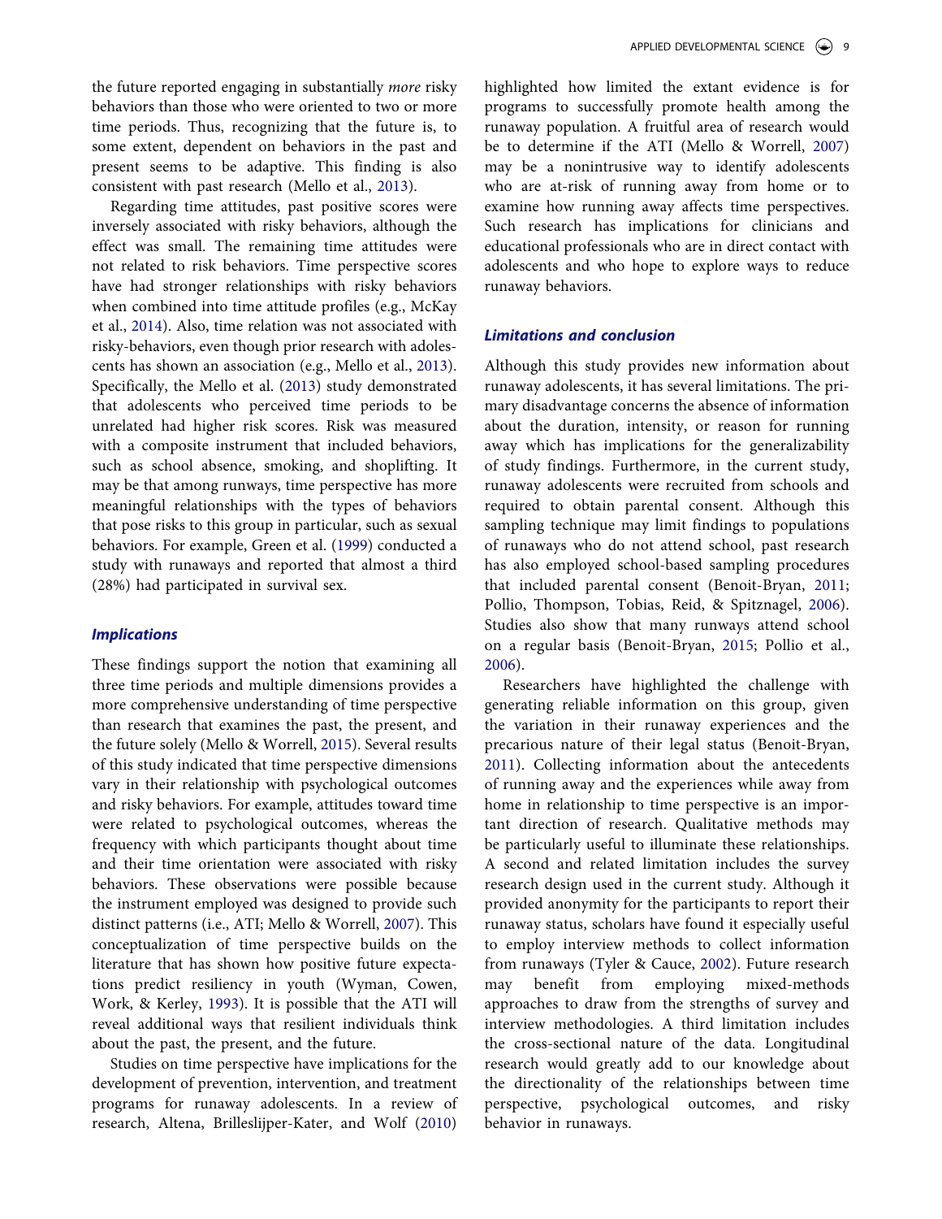the future reported engaging in substantially *more* risky behaviors than those who were oriented to two or more time periods. Thus, recognizing that the future is, to some extent, dependent on behaviors in the past and present seems to be adaptive. This finding is also consistent with past research (Mello et al., 2013).

Regarding time attitudes, past positive scores were inversely associated with risky behaviors, although the effect was small. The remaining time attitudes were not related to risk behaviors. Time perspective scores have had stronger relationships with risky behaviors when combined into time attitude profiles (e.g., McKay et al., 2014). Also, time relation was not associated with risky-behaviors, even though prior research with adolescents has shown an association (e.g., Mello et al., 2013). Specifically, the Mello et al. (2013) study demonstrated that adolescents who perceived time periods to be unrelated had higher risk scores. Risk was measured with a composite instrument that included behaviors, such as school absence, smoking, and shoplifting. It may be that among runways, time perspective has more meaningful relationships with the types of behaviors that pose risks to this group in particular, such as sexual behaviors. For example, Green et al. (1999) conducted a study with runaways and reported that almost a third (28%) had participated in survival sex.

### *Implications*

These findings support the notion that examining all three time periods and multiple dimensions provides a more comprehensive understanding of time perspective than research that examines the past, the present, and the future solely (Mello & Worrell, 2015). Several results of this study indicated that time perspective dimensions vary in their relationship with psychological outcomes and risky behaviors. For example, attitudes toward time were related to psychological outcomes, whereas the frequency with which participants thought about time and their time orientation were associated with risky behaviors. These observations were possible because the instrument employed was designed to provide such distinct patterns (i.e., ATI; Mello & Worrell, 2007). This conceptualization of time perspective builds on the literature that has shown how positive future expectations predict resiliency in youth (Wyman, Cowen, Work, & Kerley, 1993). It is possible that the ATI will reveal additional ways that resilient individuals think about the past, the present, and the future.

Studies on time perspective have implications for the development of prevention, intervention, and treatment programs for runaway adolescents. In a review of research, Altena, Brilleslijper-Kater, and Wolf (2010) highlighted how limited the extant evidence is for programs to successfully promote health among the runaway population. A fruitful area of research would be to determine if the ATI (Mello & Worrell, 2007) may be a nonintrusive way to identify adolescents who are at-risk of running away from home or to examine how running away affects time perspectives. Such research has implications for clinicians and educational professionals who are in direct contact with adolescents and who hope to explore ways to reduce runaway behaviors.

### *Limitations and conclusion*

Although this study provides new information about runaway adolescents, it has several limitations. The primary disadvantage concerns the absence of information about the duration, intensity, or reason for running away which has implications for the generalizability of study findings. Furthermore, in the current study, runaway adolescents were recruited from schools and required to obtain parental consent. Although this sampling technique may limit findings to populations of runaways who do not attend school, past research has also employed school-based sampling procedures that included parental consent (Benoit-Bryan, 2011; Pollio, Thompson, Tobias, Reid, & Spitznagel, 2006). Studies also show that many runways attend school on a regular basis (Benoit-Bryan, 2015; Pollio et al., 2006).

Researchers have highlighted the challenge with generating reliable information on this group, given the variation in their runaway experiences and the precarious nature of their legal status (Benoit-Bryan, 2011). Collecting information about the antecedents of running away and the experiences while away from home in relationship to time perspective is an important direction of research. Qualitative methods may be particularly useful to illuminate these relationships. A second and related limitation includes the survey research design used in the current study. Although it provided anonymity for the participants to report their runaway status, scholars have found it especially useful to employ interview methods to collect information from runaways (Tyler & Cauce, 2002). Future research may benefit from employing mixed-methods approaches to draw from the strengths of survey and interview methodologies. A third limitation includes the cross-sectional nature of the data. Longitudinal research would greatly add to our knowledge about the directionality of the relationships between time perspective, psychological outcomes, and risky behavior in runaways.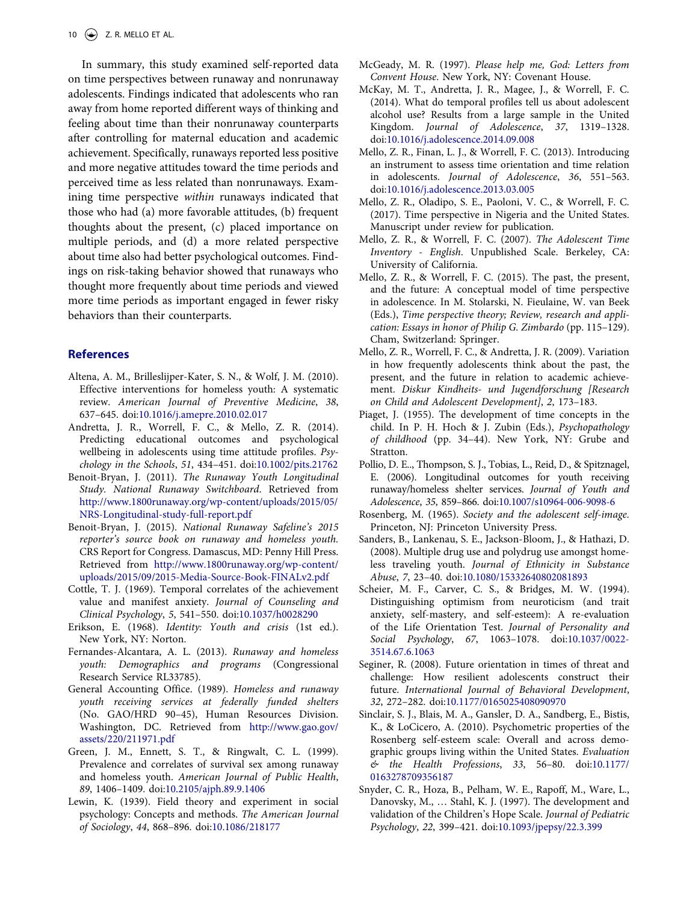In summary, this study examined self-reported data on time perspectives between runaway and nonrunaway adolescents. Findings indicated that adolescents who ran away from home reported different ways of thinking and feeling about time than their nonrunaway counterparts after controlling for maternal education and academic achievement. Specifically, runaways reported less positive and more negative attitudes toward the time periods and perceived time as less related than nonrunaways. Examining time perspective *within* runaways indicated that those who had (a) more favorable attitudes, (b) frequent thoughts about the present, (c) placed importance on multiple periods, and (d) a more related perspective about time also had better psychological outcomes. Findings on risk-taking behavior showed that runaways who thought more frequently about time periods and viewed more time periods as important engaged in fewer risky behaviors than their counterparts.

## References

Altena, A. M., Brilleslijper-Kater, S. N., & Wolf, J. M. (2010). Effective interventions for homeless youth: A systematic review. *American Journal of Preventive Medicine*, *38*, 637–645. doi:10.1016/j.amepre.2010.02.017

Andretta, J. R., Worrell, F. C., & Mello, Z. R. (2014). Predicting educational outcomes and psychological wellbeing in adolescents using time attitude profiles. *Psychology in the Schools*, *51*, 434–451. doi:10.1002/pits.21762

Benoit-Bryan, J. (2011). *The Runaway Youth Longitudinal Study. National Runaway Switchboard*. Retrieved from http://www.1800runaway.org/wp-content/uploads/2015/05/NRS-Longitudinal-study-full-report.pdf

Benoit-Bryan, J. (2015). *National Runaway Safeline's 2015 reporter's source book on runaway and homeless youth*. CRS Report for Congress. Damascus, MD: Penny Hill Press. Retrieved from http://www.1800runaway.org/wp-content/uploads/2015/09/2015-Media-Source-Book-FINALv2.pdf

Cottle, T. J. (1969). Temporal correlates of the achievement value and manifest anxiety. *Journal of Counseling and Clinical Psychology*, *5*, 541–550. doi:10.1037/h0028290

Erikson, E. (1968). *Identity: Youth and crisis* (1st ed.). New York, NY: Norton.

Fernandes-Alcantara, A. L. (2013). *Runaway and homeless youth: Demographics and programs* (Congressional Research Service RL33785).

General Accounting Office. (1989). *Homeless and runaway youth receiving services at federally funded shelters* (No. GAO/HRD 90–45), Human Resources Division. Washington, DC. Retrieved from http://www.gao.gov/assets/220/211971.pdf

Green, J. M., Ennett, S. T., & Ringwalt, C. L. (1999). Prevalence and correlates of survival sex among runaway and homeless youth. *American Journal of Public Health*, *89*, 1406–1409. doi:10.2105/ajph.89.9.1406

Lewin, K. (1939). Field theory and experiment in social psychology: Concepts and methods. *The American Journal of Sociology*, *44*, 868–896. doi:10.1086/218177

McGeady, M. R. (1997). *Please help me, God: Letters from Convent House*. New York, NY: Covenant House.

McKay, M. T., Andretta, J. R., Magee, J., & Worrell, F. C. (2014). What do temporal profiles tell us about adolescent alcohol use? Results from a large sample in the United Kingdom. *Journal of Adolescence*, *37*, 1319–1328. doi:10.1016/j.adolescence.2014.09.008

Mello, Z. R., Finan, L. J., & Worrell, F. C. (2013). Introducing an instrument to assess time orientation and time relation in adolescents. *Journal of Adolescence*, *36*, 551–563. doi:10.1016/j.adolescence.2013.03.005

Mello, Z. R., Oladipo, S. E., Paoloni, V. C., & Worrell, F. C. (2017). Time perspective in Nigeria and the United States. Manuscript under review for publication.

Mello, Z. R., & Worrell, F. C. (2007). *The Adolescent Time Inventory - English*. Unpublished Scale. Berkeley, CA: University of California.

Mello, Z. R., & Worrell, F. C. (2015). The past, the present, and the future: A conceptual model of time perspective in adolescence. In M. Stolarski, N. Fieulaine, W. van Beek (Eds.), *Time perspective theory; Review, research and application: Essays in honor of Philip G. Zimbardo* (pp. 115–129). Cham, Switzerland: Springer.

Mello, Z. R., Worrell, F. C., & Andretta, J. R. (2009). Variation in how frequently adolescents think about the past, the present, and the future in relation to academic achievement. *Diskur Kindheits- und Jugendforschung [Research on Child and Adolescent Development]*, *2*, 173–183.

Piaget, J. (1955). The development of time concepts in the child. In P. H. Hoch & J. Zubin (Eds.), *Psychopathology of childhood* (pp. 34–44). New York, NY: Grube and Stratton.

Pollio, D. E., Thompson, S. J., Tobias, L., Reid, D., & Spitznagel, E. (2006). Longitudinal outcomes for youth receiving runaway/homeless shelter services. *Journal of Youth and Adolescence*, *35*, 859–866. doi:10.1007/s10964-006-9098-6

Rosenberg, M. (1965). *Society and the adolescent self-image*. Princeton, NJ: Princeton University Press.

Sanders, B., Lankenau, S. E., Jackson-Bloom, J., & Hathazi, D. (2008). Multiple drug use and polydrug use amongst homeless traveling youth. *Journal of Ethnicity in Substance Abuse*, *7*, 23–40. doi:10.1080/15332640802081893

Scheier, M. F., Carver, C. S., & Bridges, M. W. (1994). Distinguishing optimism from neuroticism (and trait anxiety, self-mastery, and self-esteem): A re-evaluation of the Life Orientation Test. *Journal of Personality and Social Psychology*, *67*, 1063–1078. doi:10.1037/0022-3514.67.6.1063

Seginer, R. (2008). Future orientation in times of threat and challenge: How resilient adolescents construct their future. *International Journal of Behavioral Development*, *32*, 272–282. doi:10.1177/0165025408090970

Sinclair, S. J., Blais, M. A., Gansler, D. A., Sandberg, E., Bistis, K., & LoCicero, A. (2010). Psychometric properties of the Rosenberg self-esteem scale: Overall and across demographic groups living within the United States. *Evaluation & the Health Professions*, *33*, 56–80. doi:10.1177/0163278709356187

Snyder, C. R., Hoza, B., Pelham, W. E., Rapoff, M., Ware, L., Danovsky, M., … Stahl, K. J. (1997). The development and validation of the Children's Hope Scale. *Journal of Pediatric Psychology*, *22*, 399–421. doi:10.1093/jpepsy/22.3.399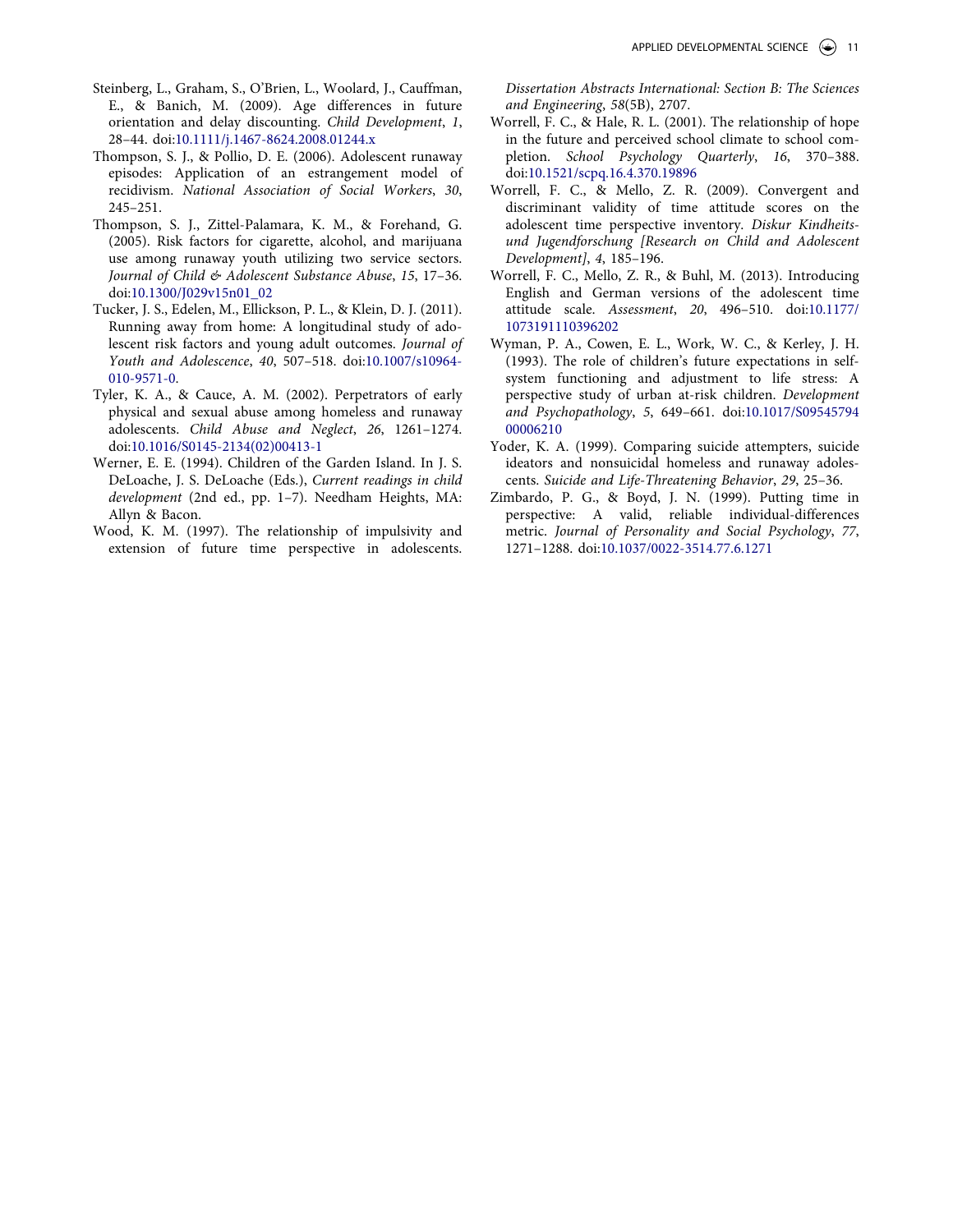Steinberg, L., Graham, S., O'Brien, L., Woolard, J., Cauffman, E., & Banich, M. (2009). Age differences in future orientation and delay discounting. *Child Development*, *1*, 28–44. doi:10.1111/j.1467-8624.2008.01244.x

Thompson, S. J., & Pollio, D. E. (2006). Adolescent runaway episodes: Application of an estrangement model of recidivism. *National Association of Social Workers*, *30*, 245–251.

Thompson, S. J., Zittel-Palamara, K. M., & Forehand, G. (2005). Risk factors for cigarette, alcohol, and marijuana use among runaway youth utilizing two service sectors. *Journal of Child & Adolescent Substance Abuse*, *15*, 17–36. doi:10.1300/J029v15n01_02

Tucker, J. S., Edelen, M., Ellickson, P. L., & Klein, D. J. (2011). Running away from home: A longitudinal study of adolescent risk factors and young adult outcomes. *Journal of Youth and Adolescence*, *40*, 507–518. doi:10.1007/s10964-010-9571-0.

Tyler, K. A., & Cauce, A. M. (2002). Perpetrators of early physical and sexual abuse among homeless and runaway adolescents. *Child Abuse and Neglect*, *26*, 1261–1274. doi:10.1016/S0145-2134(02)00413-1

Werner, E. E. (1994). Children of the Garden Island. In J. S. DeLoache, J. S. DeLoache (Eds.), *Current readings in child development* (2nd ed., pp. 1–7). Needham Heights, MA: Allyn & Bacon.

Wood, K. M. (1997). The relationship of impulsivity and extension of future time perspective in adolescents. *Dissertation Abstracts International: Section B: The Sciences and Engineering*, *58*(5B), 2707.

Worrell, F. C., & Hale, R. L. (2001). The relationship of hope in the future and perceived school climate to school completion. *School Psychology Quarterly*, *16*, 370–388. doi:10.1521/scpq.16.4.370.19896

Worrell, F. C., & Mello, Z. R. (2009). Convergent and discriminant validity of time attitude scores on the adolescent time perspective inventory. *Diskur Kindheits- und Jugendforschung [Research on Child and Adolescent Development]*, *4*, 185–196.

Worrell, F. C., Mello, Z. R., & Buhl, M. (2013). Introducing English and German versions of the adolescent time attitude scale. *Assessment*, *20*, 496–510. doi:10.1177/1073191110396202

Wyman, P. A., Cowen, E. L., Work, W. C., & Kerley, J. H. (1993). The role of children's future expectations in self-system functioning and adjustment to life stress: A perspective study of urban at-risk children. *Development and Psychopathology*, *5*, 649–661. doi:10.1017/S0954579400006210

Yoder, K. A. (1999). Comparing suicide attempters, suicide ideators and nonsuicidal homeless and runaway adolescents. *Suicide and Life-Threatening Behavior*, *29*, 25–36.

Zimbardo, P. G., & Boyd, J. N. (1999). Putting time in perspective: A valid, reliable individual-differences metric. *Journal of Personality and Social Psychology*, *77*, 1271–1288. doi:10.1037/0022-3514.77.6.1271